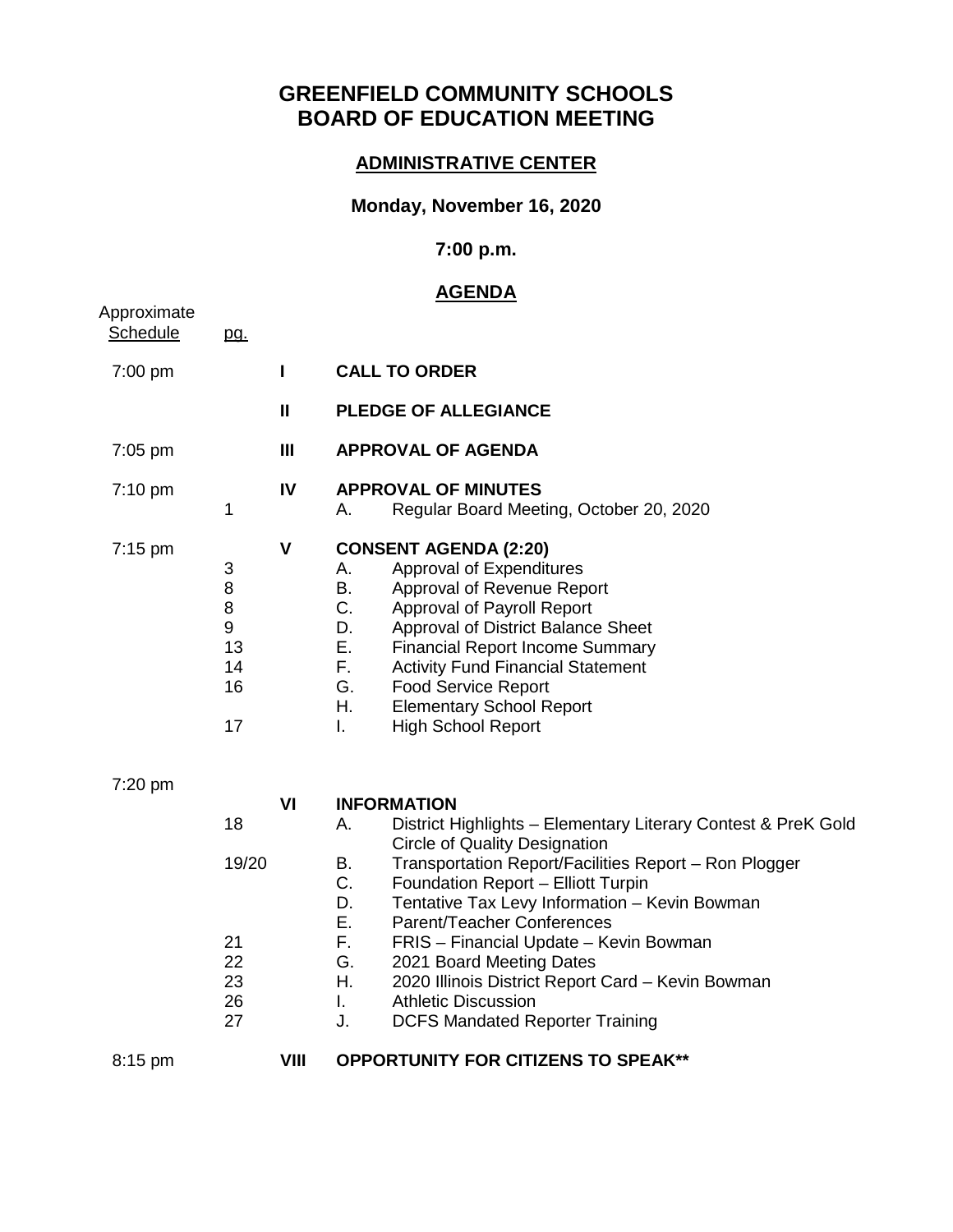# GREENFIELD COMMUNITY SCHOOLS
# BOARD OF EDUCATION MEETING

## ADMINISTRATIVE CENTER

### Monday, November 16, 2020

### 7:00 p.m.

## AGENDA

| Approximate Schedule | pg. | | |
|---|---|---|---|
| 7:00 pm | | I | **CALL TO ORDER** |
| | | II | **PLEDGE OF ALLEGIANCE** |
| 7:05 pm | | III | **APPROVAL OF AGENDA** |
| 7:10 pm | | IV | **APPROVAL OF MINUTES** |
| | 1 | | A. Regular Board Meeting, October 20, 2020 |
| 7:15 pm | | V | **CONSENT AGENDA (2:20)** |
| | 3 | | A. Approval of Expenditures |
| | 8 | | B. Approval of Revenue Report |
| | 8 | | C. Approval of Payroll Report |
| | 9 | | D. Approval of District Balance Sheet |
| | 13 | | E. Financial Report Income Summary |
| | 14 | | F. Activity Fund Financial Statement |
| | 16 | | G. Food Service Report |
| | | | H. Elementary School Report |
| | 17 | | I. High School Report |
| 7:20 pm | | VI | **INFORMATION** |
| | 18 | | A. District Highlights – Elementary Literary Contest & PreK Gold Circle of Quality Designation |
| | 19/20 | | B. Transportation Report/Facilities Report – Ron Plogger |
| | | | C. Foundation Report – Elliott Turpin |
| | | | D. Tentative Tax Levy Information – Kevin Bowman |
| | | | E. Parent/Teacher Conferences |
| | 21 | | F. FRIS – Financial Update – Kevin Bowman |
| | 22 | | G. 2021 Board Meeting Dates |
| | 23 | | H. 2020 Illinois District Report Card – Kevin Bowman |
| | 26 | | I. Athletic Discussion |
| | 27 | | J. DCFS Mandated Reporter Training |
| 8:15 pm | | VIII | **OPPORTUNITY FOR CITIZENS TO SPEAK**** |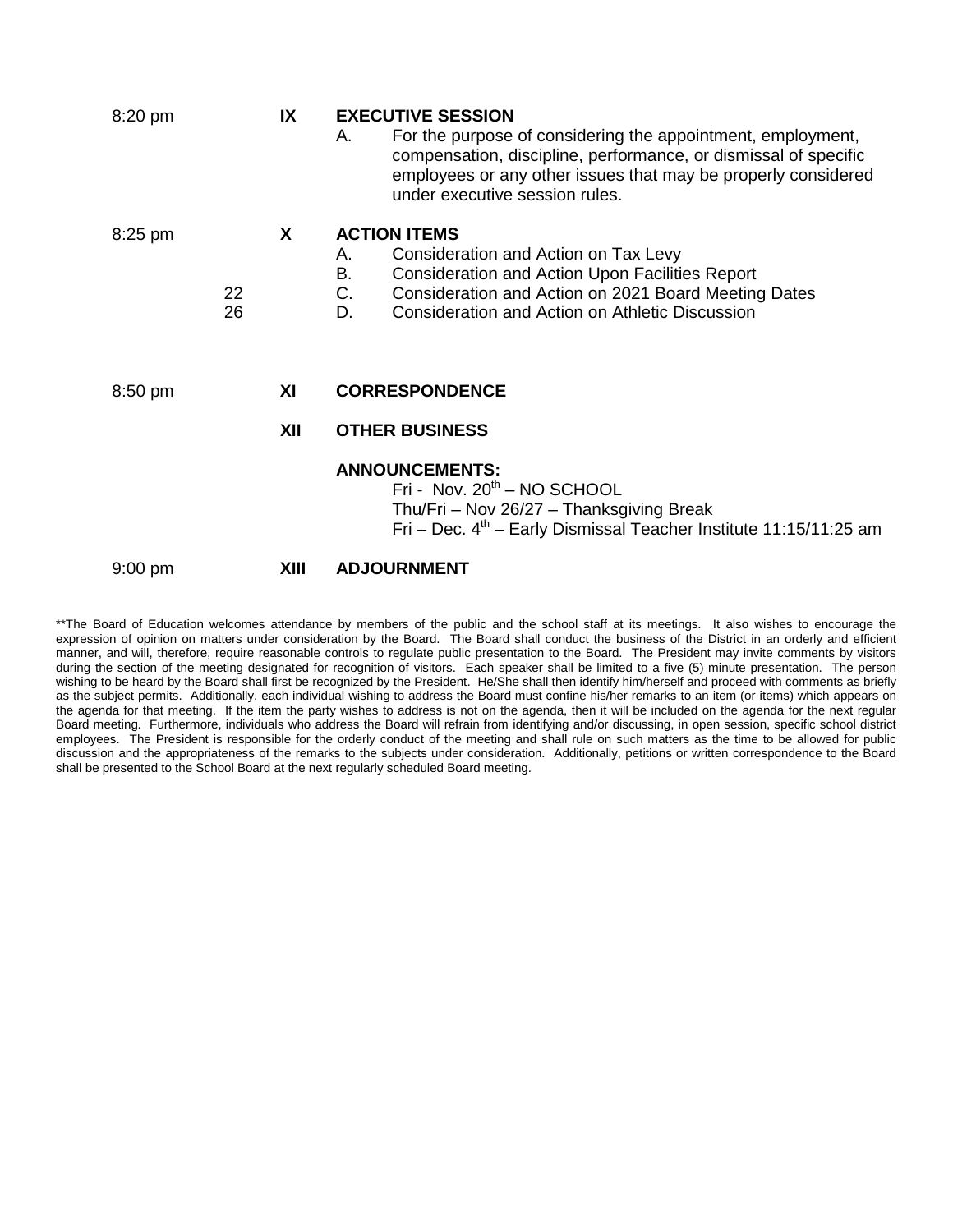| | | | |
|---|---|---|---|
| 8:20 pm | | **IX** | **EXECUTIVE SESSION** |
| | | | A. For the purpose of considering the appointment, employment, compensation, discipline, performance, or dismissal of specific employees or any other issues that may be properly considered under executive session rules. |
| 8:25 pm | | **X** | **ACTION ITEMS** |
| | | | A. Consideration and Action on Tax Levy |
| | | | B. Consideration and Action Upon Facilities Report |
| | 22 | | C. Consideration and Action on 2021 Board Meeting Dates |
| | 26 | | D. Consideration and Action on Athletic Discussion |
| 8:50 pm | | **XI** | **CORRESPONDENCE** |
| | | **XII** | **OTHER BUSINESS** |
| | | | **ANNOUNCEMENTS:** |
| | | | Fri - Nov. 20th – NO SCHOOL |
| | | | Thu/Fri – Nov 26/27 – Thanksgiving Break |
| | | | Fri – Dec. 4th – Early Dismissal Teacher Institute 11:15/11:25 am |
| 9:00 pm | | **XIII** | **ADJOURNMENT** |

**The Board of Education welcomes attendance by members of the public and the school staff at its meetings. It also wishes to encourage the expression of opinion on matters under consideration by the Board. The Board shall conduct the business of the District in an orderly and efficient manner, and will, therefore, require reasonable controls to regulate public presentation to the Board. The President may invite comments by visitors during the section of the meeting designated for recognition of visitors. Each speaker shall be limited to a five (5) minute presentation. The person wishing to be heard by the Board shall first be recognized by the President. He/She shall then identify him/herself and proceed with comments as briefly as the subject permits. Additionally, each individual wishing to address the Board must confine his/her remarks to an item (or items) which appears on the agenda for that meeting. If the item the party wishes to address is not on the agenda, then it will be included on the agenda for the next regular Board meeting. Furthermore, individuals who address the Board will refrain from identifying and/or discussing, in open session, specific school district employees. The President is responsible for the orderly conduct of the meeting and shall rule on such matters as the time to be allowed for public discussion and the appropriateness of the remarks to the subjects under consideration. Additionally, petitions or written correspondence to the Board shall be presented to the School Board at the next regularly scheduled Board meeting.